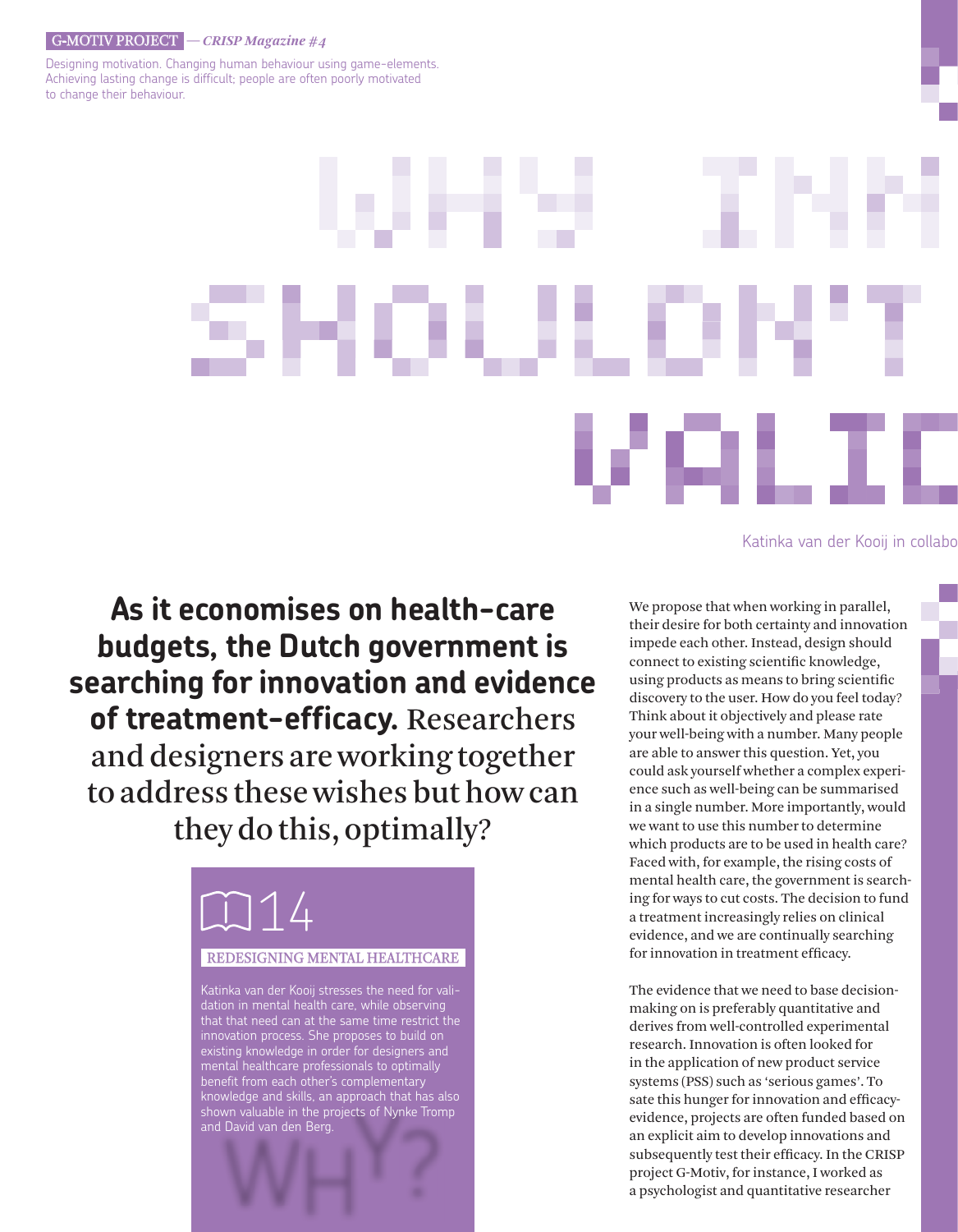G-MOTIV PROJECT — *CRISP Magazine #4*

Designing motivation. Changing human behaviour using game-elements. Achieving lasting change is difficult; people are often poorly motivated to change their behaviour.

# WHY INN SHOULDN'T VALID

Katinka van der Kooij in collabo

**As it economises on health-care budgets, the Dutch government is searching for innovation and evidence of treatment-efficacy.** Researchers and designers are working together to address these wishes but how can they do this, optimally?

14

REDESIGNING MENTAL HEALTHCARE

Katinka van der Kooij stresses the need for validation in mental health care, while observing that that need can at the same time restrict the innovation process. She proposes to build on existing knowledge in order for designers and mental healthcare professionals to optimally benefit from each other's complementary knowledge and skills, an approach that has also shown valuable in the projects of Nynke Tromp and David van den Berg.

We propose that when working in parallel, their desire for both certainty and innovation impede each other. Instead, design should connect to existing scientific knowledge, using products as means to bring scientific discovery to the user. How do you feel today? Think about it objectively and please rate your well-being with a number. Many people are able to answer this question. Yet, you could ask yourself whether a complex experience such as well-being can be summarised in a single number. More importantly, would we want to use this number to determine which products are to be used in health care? Faced with, for example, the rising costs of mental health care, the government is searching for ways to cut costs. The decision to fund a treatment increasingly relies on clinical evidence, and we are continually searching for innovation in treatment efficacy.

The evidence that we need to base decision-making on is preferably quantitative and derives from well-controlled experimental research. Innovation is often looked for in the application of new product service systems (PSS) such as 'serious games'. To sate this hunger for innovation and efficacy-evidence, projects are often funded based on an explicit aim to develop innovations and subsequently test their efficacy. In the CRISP project G-Motiv, for instance, I worked as a psychologist and quantitative researcher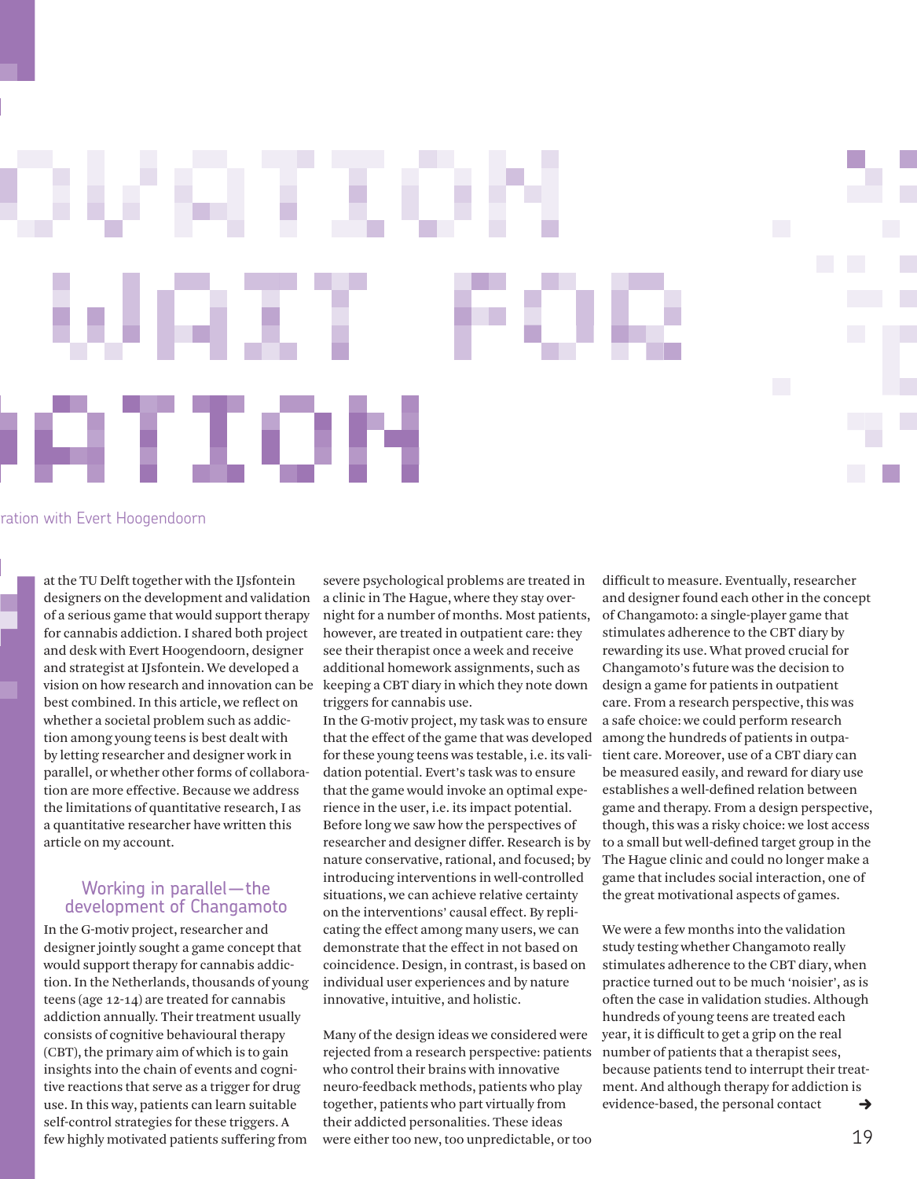# OVATION WAIT FOR ATION

ration with Evert Hoogendoorn

at the TU Delft together with the IJsfontein designers on the development and validation of a serious game that would support therapy for cannabis addiction. I shared both project and desk with Evert Hoogendoorn, designer and strategist at IJsfontein. We developed a vision on how research and innovation can be best combined. In this article, we reflect on whether a societal problem such as addiction among young teens is best dealt with by letting researcher and designer work in parallel, or whether other forms of collaboration are more effective. Because we address the limitations of quantitative research, I as a quantitative researcher have written this article on my account.

## Working in parallel—the development of Changamoto

In the G-motiv project, researcher and designer jointly sought a game concept that would support therapy for cannabis addiction. In the Netherlands, thousands of young teens (age 12-14) are treated for cannabis addiction annually. Their treatment usually consists of cognitive behavioural therapy (CBT), the primary aim of which is to gain insights into the chain of events and cognitive reactions that serve as a trigger for drug use. In this way, patients can learn suitable self-control strategies for these triggers. A few highly motivated patients suffering from severe psychological problems are treated in a clinic in The Hague, where they stay overnight for a number of months. Most patients, however, are treated in outpatient care: they see their therapist once a week and receive additional homework assignments, such as keeping a CBT diary in which they note down triggers for cannabis use.

In the G-motiv project, my task was to ensure that the effect of the game that was developed for these young teens was testable, i.e. its validation potential. Evert's task was to ensure that the game would invoke an optimal experience in the user, i.e. its impact potential. Before long we saw how the perspectives of researcher and designer differ. Research is by nature conservative, rational, and focused; by introducing interventions in well-controlled situations, we can achieve relative certainty on the interventions' causal effect. By replicating the effect among many users, we can demonstrate that the effect in not based on coincidence. Design, in contrast, is based on individual user experiences and by nature innovative, intuitive, and holistic.

Many of the design ideas we considered were rejected from a research perspective: patients who control their brains with innovative neuro-feedback methods, patients who play together, patients who part virtually from their addicted personalities. These ideas were either too new, too unpredictable, or too difficult to measure. Eventually, researcher and designer found each other in the concept of Changamoto: a single-player game that stimulates adherence to the CBT diary by rewarding its use. What proved crucial for Changamoto's future was the decision to design a game for patients in outpatient care. From a research perspective, this was a safe choice: we could perform research among the hundreds of patients in outpatient care. Moreover, use of a CBT diary can be measured easily, and reward for diary use establishes a well-defined relation between game and therapy. From a design perspective, though, this was a risky choice: we lost access to a small but well-defined target group in the The Hague clinic and could no longer make a game that includes social interaction, one of the great motivational aspects of games.

We were a few months into the validation study testing whether Changamoto really stimulates adherence to the CBT diary, when practice turned out to be much 'noisier', as is often the case in validation studies. Although hundreds of young teens are treated each year, it is difficult to get a grip on the real number of patients that a therapist sees, because patients tend to interrupt their treatment. And although therapy for addiction is evidence-based, the personal contact ➔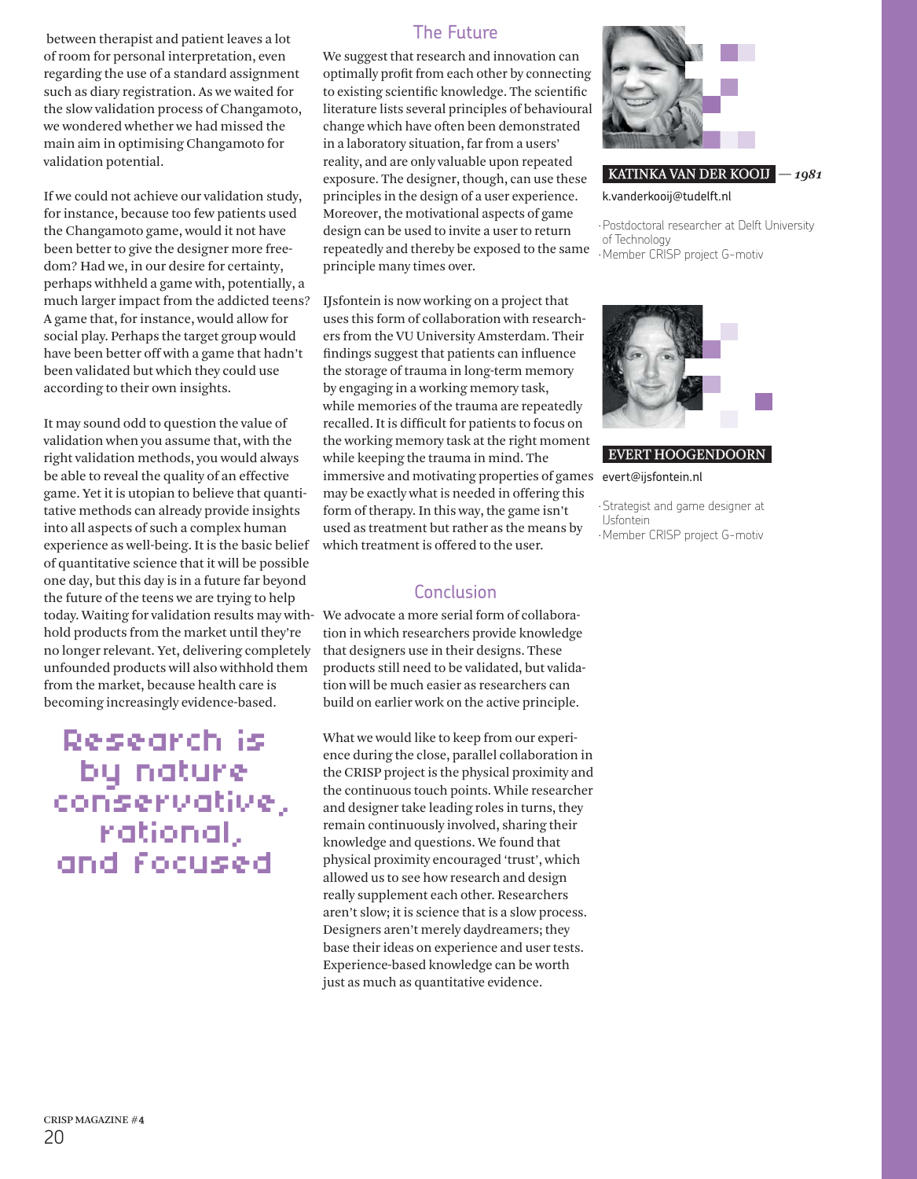between therapist and patient leaves a lot of room for personal interpretation, even regarding the use of a standard assignment such as diary registration. As we waited for the slow validation process of Changamoto, we wondered whether we had missed the main aim in optimising Changamoto for validation potential.

If we could not achieve our validation study, for instance, because too few patients used the Changamoto game, would it not have been better to give the designer more freedom? Had we, in our desire for certainty, perhaps withheld a game with, potentially, a much larger impact from the addicted teens? A game that, for instance, would allow for social play. Perhaps the target group would have been better off with a game that hadn't been validated but which they could use according to their own insights.

It may sound odd to question the value of validation when you assume that, with the right validation methods, you would always be able to reveal the quality of an effective game. Yet it is utopian to believe that quantitative methods can already provide insights into all aspects of such a complex human experience as well-being. It is the basic belief of quantitative science that it will be possible one day, but this day is in a future far beyond the future of the teens we are trying to help today. Waiting for validation results may withhold products from the market until they're no longer relevant. Yet, delivering completely unfounded products will also withhold them from the market, because health care is becoming increasingly evidence-based.

**Research is by nature conservative, rational, and focused**

## The Future

We suggest that research and innovation can optimally profit from each other by connecting to existing scientific knowledge. The scientific literature lists several principles of behavioural change which have often been demonstrated in a laboratory situation, far from a users' reality, and are only valuable upon repeated exposure. The designer, though, can use these principles in the design of a user experience. Moreover, the motivational aspects of game design can be used to invite a user to return repeatedly and thereby be exposed to the same principle many times over.

IJsfontein is now working on a project that uses this form of collaboration with researchers from the VU University Amsterdam. Their findings suggest that patients can influence the storage of trauma in long-term memory by engaging in a working memory task, while memories of the trauma are repeatedly recalled. It is difficult for patients to focus on the working memory task at the right moment while keeping the trauma in mind. The immersive and motivating properties of games may be exactly what is needed in offering this form of therapy. In this way, the game isn't used as treatment but rather as the means by which treatment is offered to the user.

## Conclusion

We advocate a more serial form of collaboration in which researchers provide knowledge that designers use in their designs. These products still need to be validated, but validation will be much easier as researchers can build on earlier work on the active principle.

What we would like to keep from our experience during the close, parallel collaboration in the CRISP project is the physical proximity and the continuous touch points. While researcher and designer take leading roles in turns, they remain continuously involved, sharing their knowledge and questions. We found that physical proximity encouraged 'trust', which allowed us to see how research and design really supplement each other. Researchers aren't slow; it is science that is a slow process. Designers aren't merely daydreamers; they base their ideas on experience and user tests. Experience-based knowledge can be worth just as much as quantitative evidence.

**KATINKA VAN DER KOOIJ** — *1981*

k.vanderkooij@tudelft.nl

- Postdoctoral researcher at Delft University of Technology
- Member CRISP project G-motiv

**EVERT HOOGENDOORN**

evert@ijsfontein.nl

- Strategist and game designer at IJsfontein
- Member CRISP project G-motiv